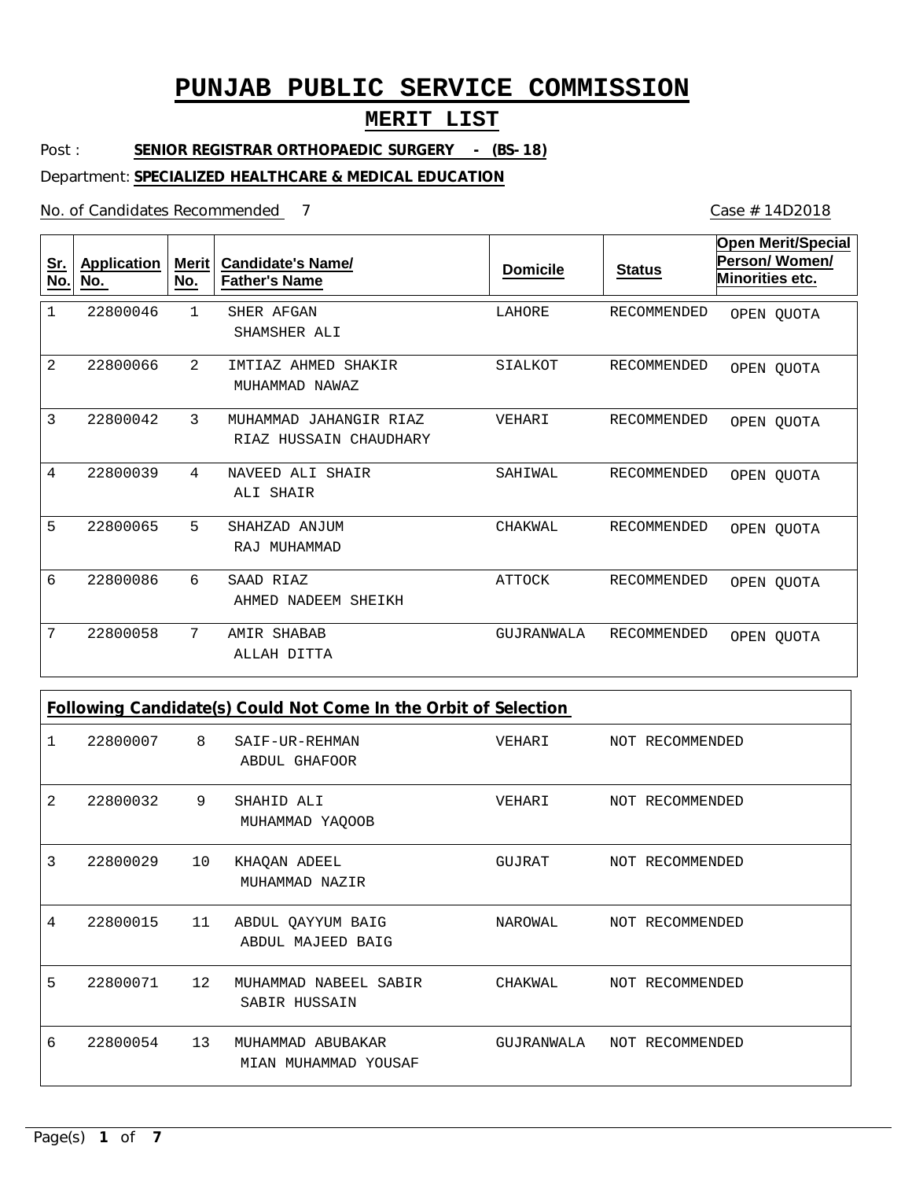# PUNJAB PUBLIC SERVICE COMMISSION

## MERIT LIST

Post : **SENIOR REGISTRAR ORTHOPAEDIC SURGERY - (BS-18)**

Department: **SPECIALIZED HEALTHCARE & MEDICAL EDUCATION**

No. of Candidates Recommended 7

Case # 14D2018

| Sr. No. | Application No. | Merit No. | Candidate's Name/ Father's Name | Domicile | Status | Open Merit/Special Person/ Women/ Minorities etc. |
|---|---|---|---|---|---|---|
| 1 | 22800046 | 1 | SHER AFGAN<br>SHAMSHER ALI | LAHORE | RECOMMENDED | OPEN QUOTA |
| 2 | 22800066 | 2 | IMTIAZ AHMED SHAKIR<br>MUHAMMAD NAWAZ | SIALKOT | RECOMMENDED | OPEN QUOTA |
| 3 | 22800042 | 3 | MUHAMMAD JAHANGIR RIAZ<br>RIAZ HUSSAIN CHAUDHARY | VEHARI | RECOMMENDED | OPEN QUOTA |
| 4 | 22800039 | 4 | NAVEED ALI SHAIR<br>ALI SHAIR | SAHIWAL | RECOMMENDED | OPEN QUOTA |
| 5 | 22800065 | 5 | SHAHZAD ANJUM<br>RAJ MUHAMMAD | CHAKWAL | RECOMMENDED | OPEN QUOTA |
| 6 | 22800086 | 6 | SAAD RIAZ<br>AHMED NADEEM SHEIKH | ATTOCK | RECOMMENDED | OPEN QUOTA |
| 7 | 22800058 | 7 | AMIR SHABAB<br>ALLAH DITTA | GUJRANWALA | RECOMMENDED | OPEN QUOTA |

**Following Candidate(s) Could Not Come In the Orbit of Selection**

| Sr. No. | Application No. | Merit No. | Candidate's Name/ Father's Name | Domicile | Status |
|---|---|---|---|---|---|
| 1 | 22800007 | 8 | SAIF-UR-REHMAN<br>ABDUL GHAFOOR | VEHARI | NOT RECOMMENDED |
| 2 | 22800032 | 9 | SHAHID ALI<br>MUHAMMAD YAQOOB | VEHARI | NOT RECOMMENDED |
| 3 | 22800029 | 10 | KHAQAN ADEEL<br>MUHAMMAD NAZIR | GUJRAT | NOT RECOMMENDED |
| 4 | 22800015 | 11 | ABDUL QAYYUM BAIG<br>ABDUL MAJEED BAIG | NAROWAL | NOT RECOMMENDED |
| 5 | 22800071 | 12 | MUHAMMAD NABEEL SABIR<br>SABIR HUSSAIN | CHAKWAL | NOT RECOMMENDED |
| 6 | 22800054 | 13 | MUHAMMAD ABUBAKAR<br>MIAN MUHAMMAD YOUSAF | GUJRANWALA | NOT RECOMMENDED |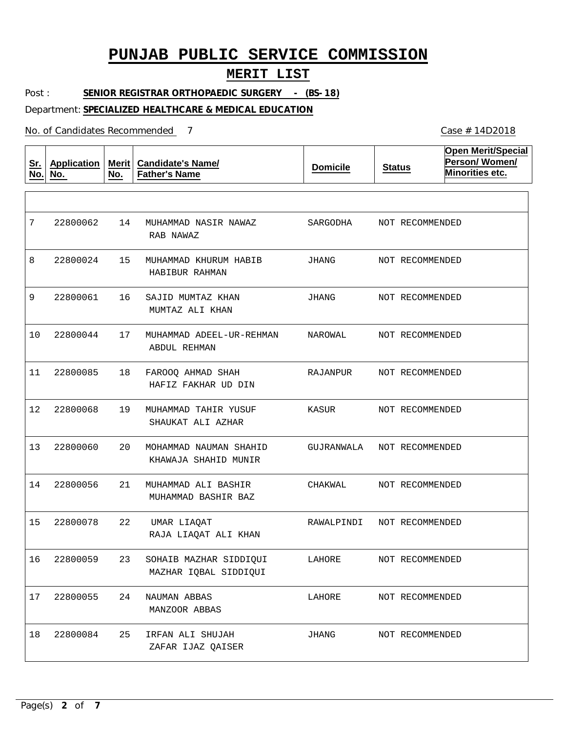# PUNJAB PUBLIC SERVICE COMMISSION

## MERIT LIST

Post : **SENIOR REGISTRAR ORTHOPAEDIC SURGERY - (BS-18)**

Department: **SPECIALIZED HEALTHCARE & MEDICAL EDUCATION**

No. of Candidates Recommended 7

Case # 14D2018

| Sr. No. | Application No. | Merit No. | Candidate's Name/ Father's Name | Domicile | Status | Open Merit/Special Person/ Women/ Minorities etc. |
|---|---|---|---|---|---|---|
| 7 | 22800062 | 14 | MUHAMMAD NASIR NAWAZ<br>RAB NAWAZ | SARGODHA | NOT RECOMMENDED | |
| 8 | 22800024 | 15 | MUHAMMAD KHURUM HABIB<br>HABIBUR RAHMAN | JHANG | NOT RECOMMENDED | |
| 9 | 22800061 | 16 | SAJID MUMTAZ KHAN<br>MUMTAZ ALI KHAN | JHANG | NOT RECOMMENDED | |
| 10 | 22800044 | 17 | MUHAMMAD ADEEL-UR-REHMAN<br>ABDUL REHMAN | NAROWAL | NOT RECOMMENDED | |
| 11 | 22800085 | 18 | FAROOQ AHMAD SHAH<br>HAFIZ FAKHAR UD DIN | RAJANPUR | NOT RECOMMENDED | |
| 12 | 22800068 | 19 | MUHAMMAD TAHIR YUSUF<br>SHAUKAT ALI AZHAR | KASUR | NOT RECOMMENDED | |
| 13 | 22800060 | 20 | MOHAMMAD NAUMAN SHAHID<br>KHAWAJA SHAHID MUNIR | GUJRANWALA | NOT RECOMMENDED | |
| 14 | 22800056 | 21 | MUHAMMAD ALI BASHIR<br>MUHAMMAD BASHIR BAZ | CHAKWAL | NOT RECOMMENDED | |
| 15 | 22800078 | 22 | UMAR LIAQAT<br>RAJA LIAQAT ALI KHAN | RAWALPINDI | NOT RECOMMENDED | |
| 16 | 22800059 | 23 | SOHAIB MAZHAR SIDDIQUI<br>MAZHAR IQBAL SIDDIQUI | LAHORE | NOT RECOMMENDED | |
| 17 | 22800055 | 24 | NAUMAN ABBAS<br>MANZOOR ABBAS | LAHORE | NOT RECOMMENDED | |
| 18 | 22800084 | 25 | IRFAN ALI SHUJAH<br>ZAFAR IJAZ QAISER | JHANG | NOT RECOMMENDED | |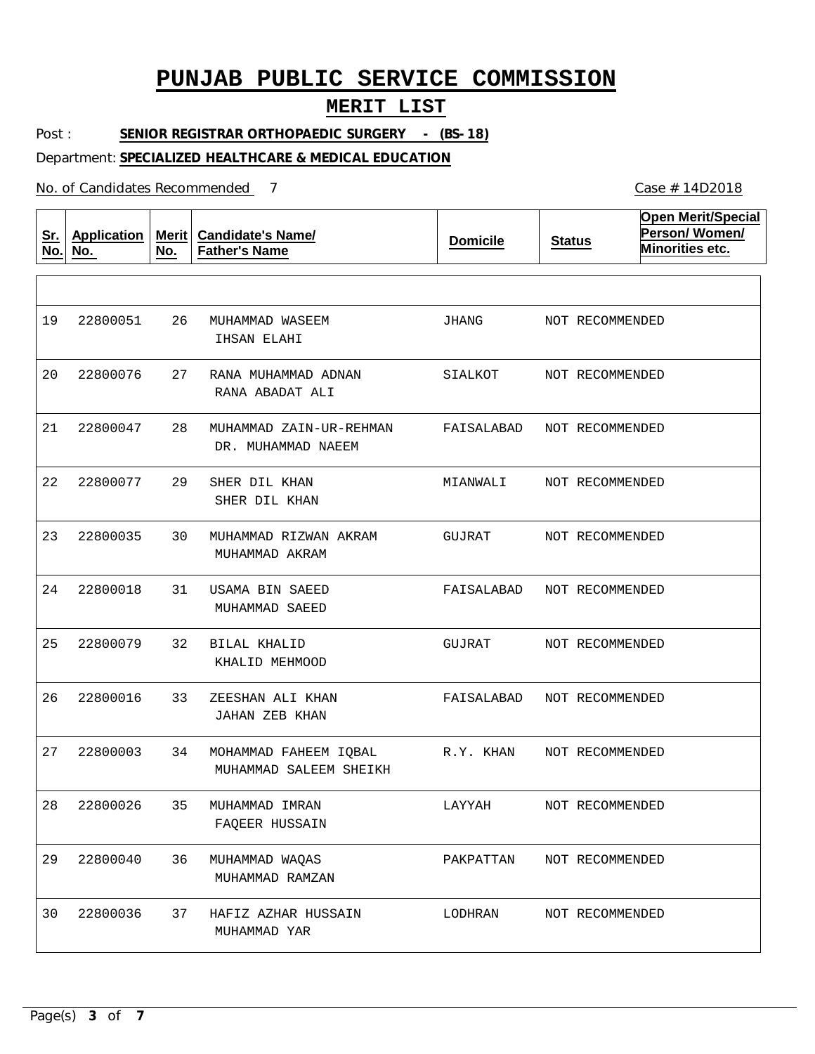# PUNJAB PUBLIC SERVICE COMMISSION

## MERIT LIST

Post : **SENIOR REGISTRAR ORTHOPAEDIC SURGERY - (BS-18)**

Department: **SPECIALIZED HEALTHCARE & MEDICAL EDUCATION**

No. of Candidates Recommended 7

Case # 14D2018

| Sr. No. | Application No. | Merit No. | Candidate's Name/ Father's Name | Domicile | Status | Open Merit/Special Person/ Women/ Minorities etc. |
|---|---|---|---|---|---|---|
| 19 | 22800051 | 26 | MUHAMMAD WASEEM<br>IHSAN ELAHI | JHANG | NOT RECOMMENDED | |
| 20 | 22800076 | 27 | RANA MUHAMMAD ADNAN<br>RANA ABADAT ALI | SIALKOT | NOT RECOMMENDED | |
| 21 | 22800047 | 28 | MUHAMMAD ZAIN-UR-REHMAN<br>DR. MUHAMMAD NAEEM | FAISALABAD | NOT RECOMMENDED | |
| 22 | 22800077 | 29 | SHER DIL KHAN<br>SHER DIL KHAN | MIANWALI | NOT RECOMMENDED | |
| 23 | 22800035 | 30 | MUHAMMAD RIZWAN AKRAM<br>MUHAMMAD AKRAM | GUJRAT | NOT RECOMMENDED | |
| 24 | 22800018 | 31 | USAMA BIN SAEED<br>MUHAMMAD SAEED | FAISALABAD | NOT RECOMMENDED | |
| 25 | 22800079 | 32 | BILAL KHALID<br>KHALID MEHMOOD | GUJRAT | NOT RECOMMENDED | |
| 26 | 22800016 | 33 | ZEESHAN ALI KHAN<br>JAHAN ZEB KHAN | FAISALABAD | NOT RECOMMENDED | |
| 27 | 22800003 | 34 | MOHAMMAD FAHEEM IQBAL<br>MUHAMMAD SALEEM SHEIKH | R.Y. KHAN | NOT RECOMMENDED | |
| 28 | 22800026 | 35 | MUHAMMAD IMRAN<br>FAQEER HUSSAIN | LAYYAH | NOT RECOMMENDED | |
| 29 | 22800040 | 36 | MUHAMMAD WAQAS<br>MUHAMMAD RAMZAN | PAKPATTAN | NOT RECOMMENDED | |
| 30 | 22800036 | 37 | HAFIZ AZHAR HUSSAIN<br>MUHAMMAD YAR | LODHRAN | NOT RECOMMENDED | |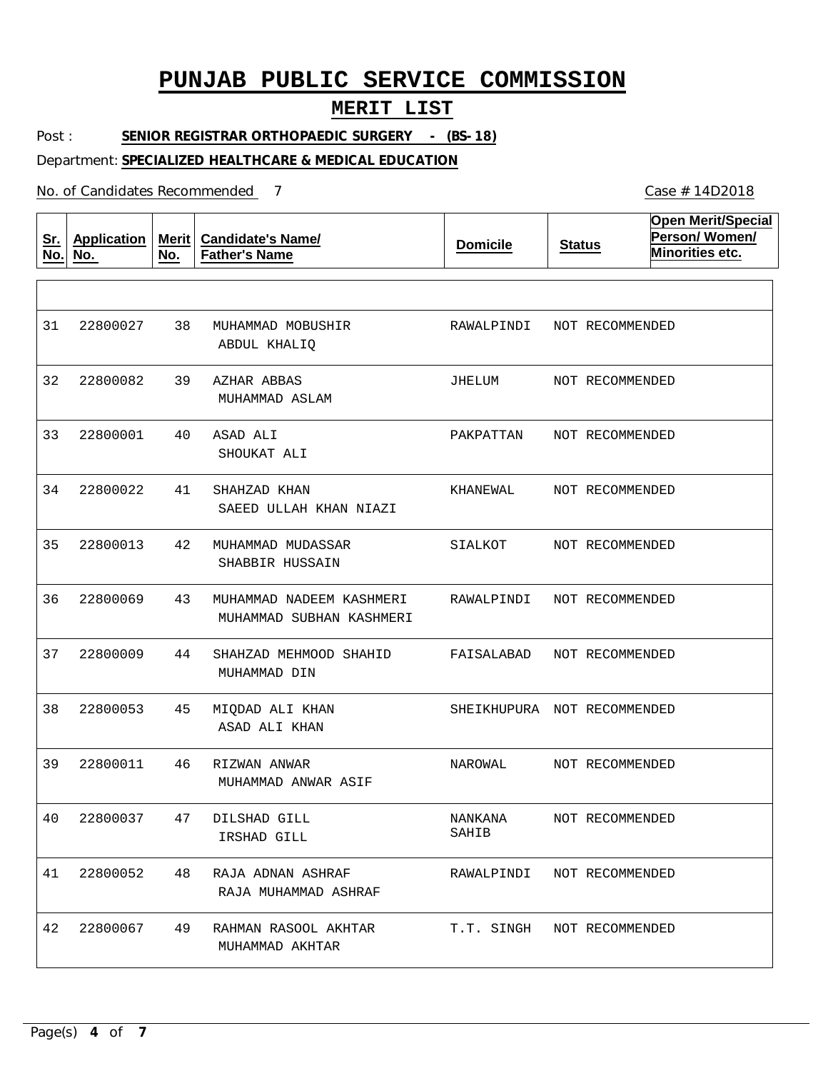# PUNJAB PUBLIC SERVICE COMMISSION

## MERIT LIST

Post : **SENIOR REGISTRAR ORTHOPAEDIC SURGERY - (BS-18)**

Department: **SPECIALIZED HEALTHCARE & MEDICAL EDUCATION**

No. of Candidates Recommended 7

Case # 14D2018

| Sr. No. | Application No. | Merit No. | Candidate's Name/ Father's Name | Domicile | Status | Open Merit/Special Person/ Women/ Minorities etc. |
|---|---|---|---|---|---|---|
| 31 | 22800027 | 38 | MUHAMMAD MOBUSHIR<br>ABDUL KHALIQ | RAWALPINDI | NOT RECOMMENDED | |
| 32 | 22800082 | 39 | AZHAR ABBAS<br>MUHAMMAD ASLAM | JHELUM | NOT RECOMMENDED | |
| 33 | 22800001 | 40 | ASAD ALI<br>SHOUKAT ALI | PAKPATTAN | NOT RECOMMENDED | |
| 34 | 22800022 | 41 | SHAHZAD KHAN<br>SAEED ULLAH KHAN NIAZI | KHANEWAL | NOT RECOMMENDED | |
| 35 | 22800013 | 42 | MUHAMMAD MUDASSAR<br>SHABBIR HUSSAIN | SIALKOT | NOT RECOMMENDED | |
| 36 | 22800069 | 43 | MUHAMMAD NADEEM KASHMERI<br>MUHAMMAD SUBHAN KASHMERI | RAWALPINDI | NOT RECOMMENDED | |
| 37 | 22800009 | 44 | SHAHZAD MEHMOOD SHAHID<br>MUHAMMAD DIN | FAISALABAD | NOT RECOMMENDED | |
| 38 | 22800053 | 45 | MIQDAD ALI KHAN<br>ASAD ALI KHAN | SHEIKHUPURA | NOT RECOMMENDED | |
| 39 | 22800011 | 46 | RIZWAN ANWAR<br>MUHAMMAD ANWAR ASIF | NAROWAL | NOT RECOMMENDED | |
| 40 | 22800037 | 47 | DILSHAD GILL<br>IRSHAD GILL | NANKANA SAHIB | NOT RECOMMENDED | |
| 41 | 22800052 | 48 | RAJA ADNAN ASHRAF<br>RAJA MUHAMMAD ASHRAF | RAWALPINDI | NOT RECOMMENDED | |
| 42 | 22800067 | 49 | RAHMAN RASOOL AKHTAR<br>MUHAMMAD AKHTAR | T.T. SINGH | NOT RECOMMENDED | |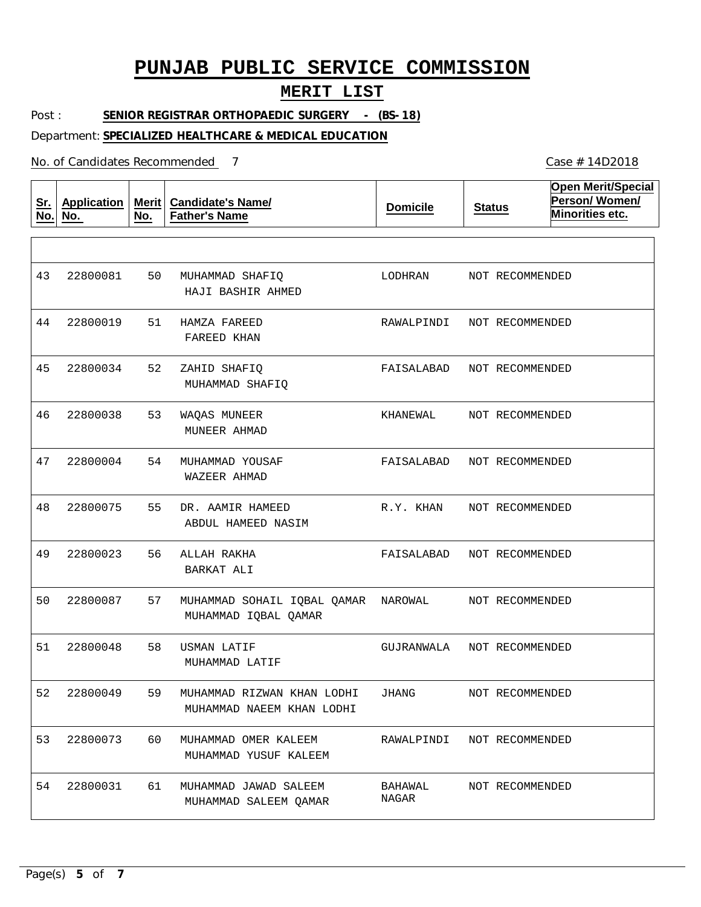# PUNJAB PUBLIC SERVICE COMMISSION

## MERIT LIST

Post : **SENIOR REGISTRAR ORTHOPAEDIC SURGERY - (BS-18)**

Department: **SPECIALIZED HEALTHCARE & MEDICAL EDUCATION**

No. of Candidates Recommended 7

Case # 14D2018

| Sr. No. | Application No. | Merit No. | Candidate's Name/ Father's Name | Domicile | Status | Open Merit/Special Person/ Women/ Minorities etc. |
|---|---|---|---|---|---|---|
| 43 | 22800081 | 50 | MUHAMMAD SHAFIQ<br>HAJI BASHIR AHMED | LODHRAN | NOT RECOMMENDED | |
| 44 | 22800019 | 51 | HAMZA FAREED<br>FAREED KHAN | RAWALPINDI | NOT RECOMMENDED | |
| 45 | 22800034 | 52 | ZAHID SHAFIQ<br>MUHAMMAD SHAFIQ | FAISALABAD | NOT RECOMMENDED | |
| 46 | 22800038 | 53 | WAQAS MUNEER<br>MUNEER AHMAD | KHANEWAL | NOT RECOMMENDED | |
| 47 | 22800004 | 54 | MUHAMMAD YOUSAF<br>WAZEER AHMAD | FAISALABAD | NOT RECOMMENDED | |
| 48 | 22800075 | 55 | DR. AAMIR HAMEED<br>ABDUL HAMEED NASIM | R.Y. KHAN | NOT RECOMMENDED | |
| 49 | 22800023 | 56 | ALLAH RAKHA<br>BARKAT ALI | FAISALABAD | NOT RECOMMENDED | |
| 50 | 22800087 | 57 | MUHAMMAD SOHAIL IQBAL QAMAR<br>MUHAMMAD IQBAL QAMAR | NAROWAL | NOT RECOMMENDED | |
| 51 | 22800048 | 58 | USMAN LATIF<br>MUHAMMAD LATIF | GUJRANWALA | NOT RECOMMENDED | |
| 52 | 22800049 | 59 | MUHAMMAD RIZWAN KHAN LODHI<br>MUHAMMAD NAEEM KHAN LODHI | JHANG | NOT RECOMMENDED | |
| 53 | 22800073 | 60 | MUHAMMAD OMER KALEEM<br>MUHAMMAD YUSUF KALEEM | RAWALPINDI | NOT RECOMMENDED | |
| 54 | 22800031 | 61 | MUHAMMAD JAWAD SALEEM<br>MUHAMMAD SALEEM QAMAR | BAHAWAL NAGAR | NOT RECOMMENDED | |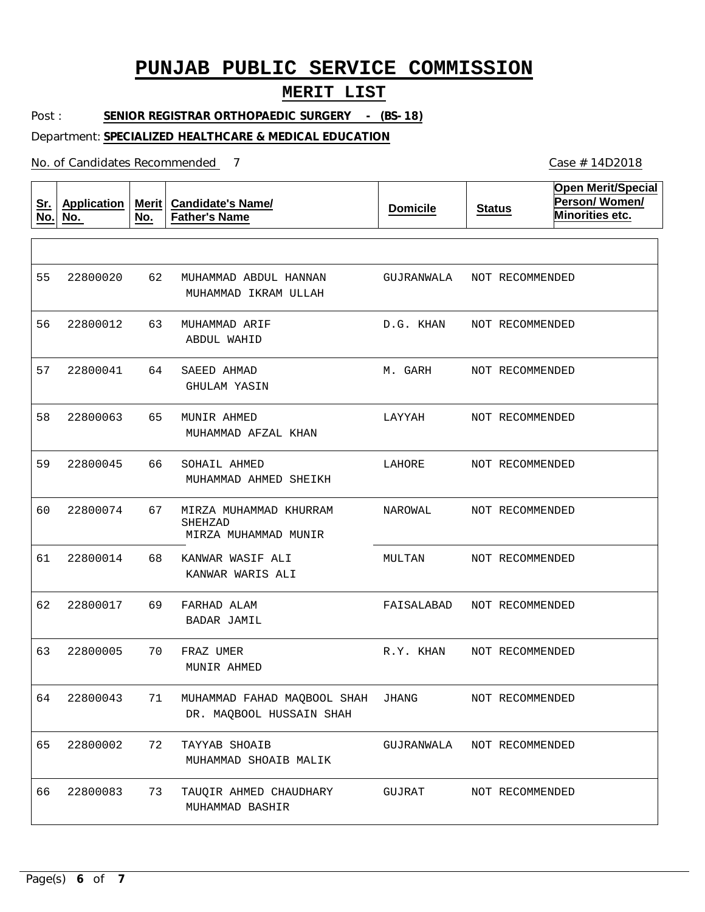# PUNJAB PUBLIC SERVICE COMMISSION

## MERIT LIST

Post : **SENIOR REGISTRAR ORTHOPAEDIC SURGERY - (BS-18)**

Department: **SPECIALIZED HEALTHCARE & MEDICAL EDUCATION**

No. of Candidates Recommended 7

Case # 14D2018

| Sr. No. | Application No. | Merit No. | Candidate's Name/ Father's Name | Domicile | Status | Open Merit/Special Person/ Women/ Minorities etc. |
|---|---|---|---|---|---|---|
| 55 | 22800020 | 62 | MUHAMMAD ABDUL HANNAN<br>MUHAMMAD IKRAM ULLAH | GUJRANWALA | NOT RECOMMENDED | |
| 56 | 22800012 | 63 | MUHAMMAD ARIF<br>ABDUL WAHID | D.G. KHAN | NOT RECOMMENDED | |
| 57 | 22800041 | 64 | SAEED AHMAD<br>GHULAM YASIN | M. GARH | NOT RECOMMENDED | |
| 58 | 22800063 | 65 | MUNIR AHMED<br>MUHAMMAD AFZAL KHAN | LAYYAH | NOT RECOMMENDED | |
| 59 | 22800045 | 66 | SOHAIL AHMED<br>MUHAMMAD AHMED SHEIKH | LAHORE | NOT RECOMMENDED | |
| 60 | 22800074 | 67 | MIRZA MUHAMMAD KHURRAM SHEHZAD<br>MIRZA MUHAMMAD MUNIR | NAROWAL | NOT RECOMMENDED | |
| 61 | 22800014 | 68 | KANWAR WASIF ALI<br>KANWAR WARIS ALI | MULTAN | NOT RECOMMENDED | |
| 62 | 22800017 | 69 | FARHAD ALAM<br>BADAR JAMIL | FAISALABAD | NOT RECOMMENDED | |
| 63 | 22800005 | 70 | FRAZ UMER<br>MUNIR AHMED | R.Y. KHAN | NOT RECOMMENDED | |
| 64 | 22800043 | 71 | MUHAMMAD FAHAD MAQBOOL SHAH<br>DR. MAQBOOL HUSSAIN SHAH | JHANG | NOT RECOMMENDED | |
| 65 | 22800002 | 72 | TAYYAB SHOAIB<br>MUHAMMAD SHOAIB MALIK | GUJRANWALA | NOT RECOMMENDED | |
| 66 | 22800083 | 73 | TAUQIR AHMED CHAUDHARY<br>MUHAMMAD BASHIR | GUJRAT | NOT RECOMMENDED | |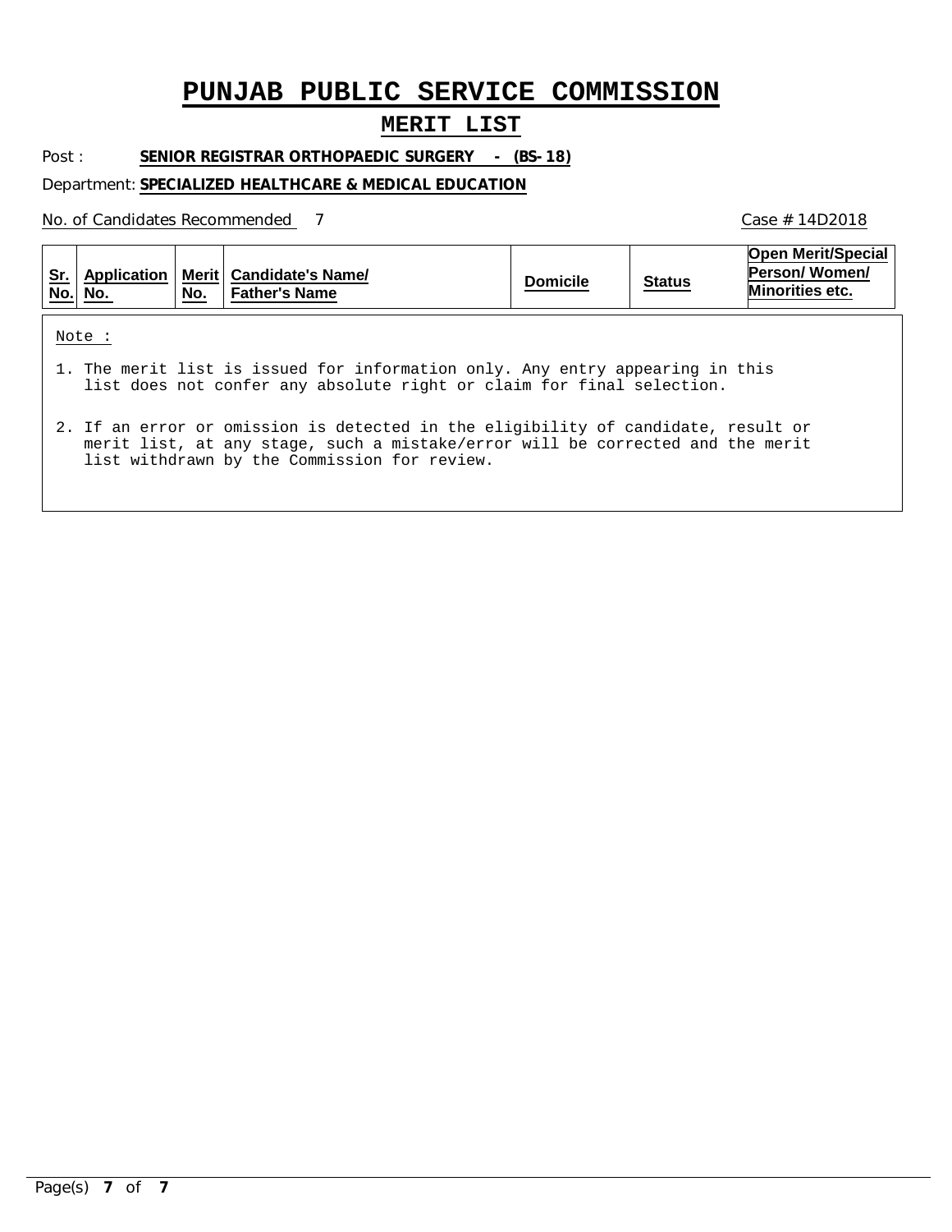# PUNJAB PUBLIC SERVICE COMMISSION

## MERIT LIST

Post : **SENIOR REGISTRAR ORTHOPAEDIC SURGERY - (BS-18)**

Department: **SPECIALIZED HEALTHCARE & MEDICAL EDUCATION**

No. of Candidates Recommended 7

Case # 14D2018

| Sr. No. | Application No. | Merit No. | Candidate's Name/ Father's Name | Domicile | Status | Open Merit/Special Person/ Women/ Minorities etc. |
|---|---|---|---|---|---|---|

Note :

1. The merit list is issued for information only. Any entry appearing in this list does not confer any absolute right or claim for final selection.

2. If an error or omission is detected in the eligibility of candidate, result or merit list, at any stage, such a mistake/error will be corrected and the merit list withdrawn by the Commission for review.